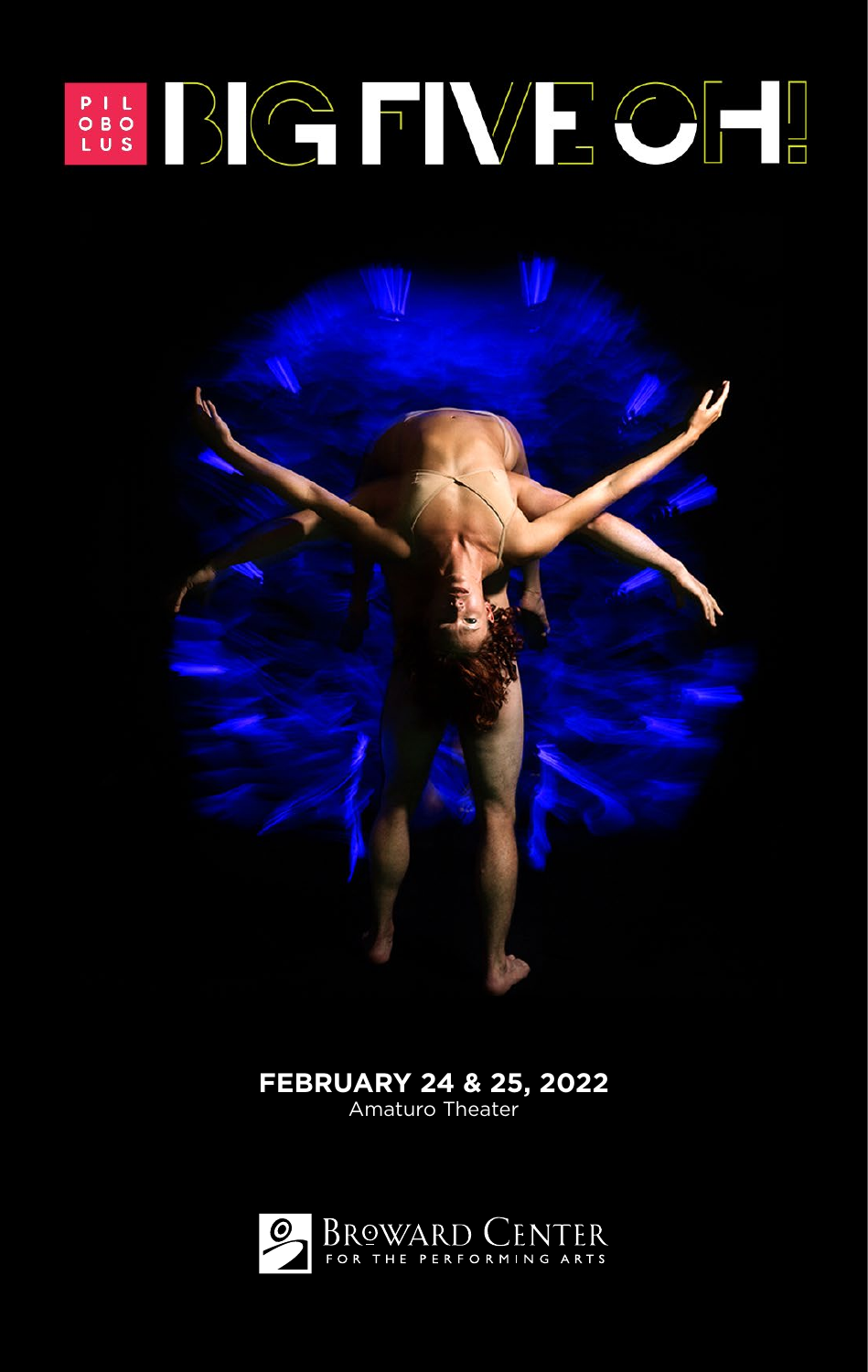PIL OBO LUS

# BIG FIVE OH!

**FEBRUARY 24 & 25, 2022**
Amaturo Theater

BROWARD CENTER FOR THE PERFORMING ARTS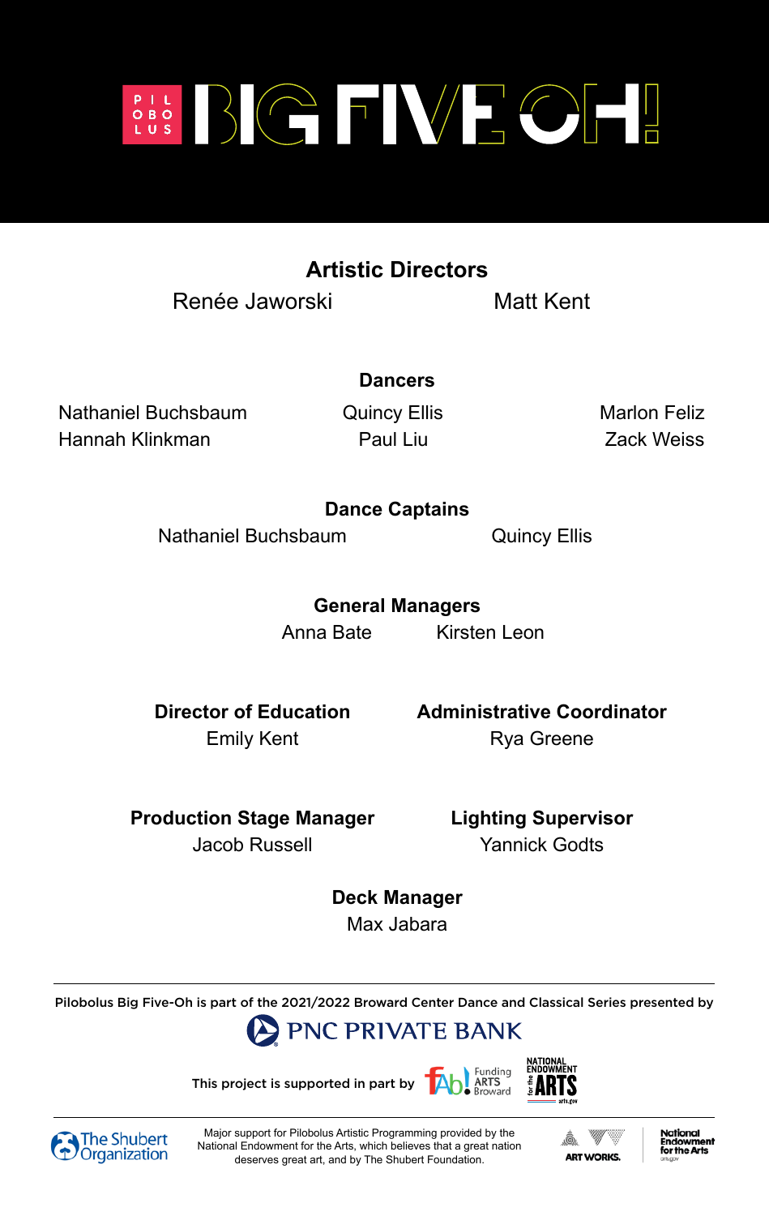# PILOBOLUS BIG FIVE OH!

## Artistic Directors

Renée Jaworski    Matt Kent

## Dancers

Nathaniel Buchsbaum
Quincy Ellis
Marlon Feliz
Hannah Klinkman
Paul Liu
Zack Weiss

## Dance Captains

Nathaniel Buchsbaum    Quincy Ellis

## General Managers

Anna Bate    Kirsten Leon

## Director of Education

Emily Kent

## Administrative Coordinator

Rya Greene

## Production Stage Manager

Jacob Russell

## Lighting Supervisor

Yannick Godts

## Deck Manager

Max Jabara

---

Pilobolus Big Five-Oh is part of the 2021/2022 Broward Center Dance and Classical Series presented by

PNC PRIVATE BANK

This project is supported in part by fAb! Funding Arts Broward · National Endowment for the Arts

---

The Shubert Organization

Major support for Pilobolus Artistic Programming provided by the National Endowment for the Arts, which believes that a great nation deserves great art, and by The Shubert Foundation.

ART WORKS. · National Endowment for the Arts · arts.gov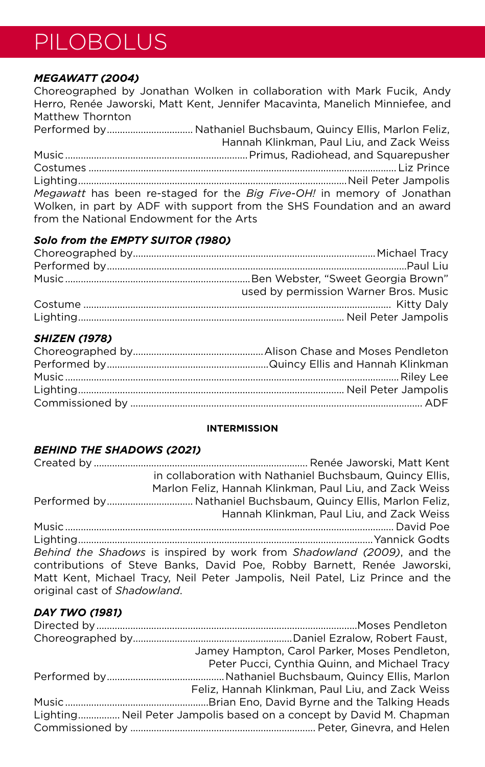# PILOBOLUS

### *MEGAWATT (2004)*

Choreographed by Jonathan Wolken in collaboration with Mark Fucik, Andy Herro, Renée Jaworski, Matt Kent, Jennifer Macavinta, Manelich Minniefee, and Matthew Thornton

Performed by................................ Nathaniel Buchsbaum, Quincy Ellis, Marlon Feliz, Hannah Klinkman, Paul Liu, and Zack Weiss

Music.................................................................... Primus, Radiohead, and Squarepusher

Costumes .................................................................................................................. Liz Prince

Lighting..................................................................................................... Neil Peter Jampolis

*Megawatt* has been re-staged for the *Big Five-OH!* in memory of Jonathan Wolken, in part by ADF with support from the SHS Foundation and an award from the National Endowment for the Arts

### *Solo from the EMPTY SUITOR (1980)*

Choreographed by.......................................................................................... Michael Tracy

Performed by................................................................................................................ Paul Liu

Music...................................................................... Ben Webster, "Sweet Georgia Brown" used by permission Warner Bros. Music

Costume .................................................................................................................. Kitty Daly

Lighting.................................................................................................... Neil Peter Jampolis

### *SHIZEN (1978)*

Choreographed by................................................. Alison Chase and Moses Pendleton

Performed by............................................................ Quincy Ellis and Hannah Klinkman

Music........................................................................................................................... Riley Lee

Lighting.................................................................................................... Neil Peter Jampolis

Commissioned by ............................................................................................................ ADF

**INTERMISSION**

### *BEHIND THE SHADOWS (2021)*

Created by ................................................................................ Renée Jaworski, Matt Kent in collaboration with Nathaniel Buchsbaum, Quincy Ellis, Marlon Feliz, Hannah Klinkman, Paul Liu, and Zack Weiss

Performed by................................ Nathaniel Buchsbaum, Quincy Ellis, Marlon Feliz, Hannah Klinkman, Paul Liu, and Zack Weiss

Music.......................................................................................................................... David Poe

Lighting............................................................................................................. Yannick Godts

*Behind the Shadows* is inspired by work from *Shadowland (2009)*, and the contributions of Steve Banks, David Poe, Robby Barnett, Renée Jaworski, Matt Kent, Michael Tracy, Neil Peter Jampolis, Neil Patel, Liz Prince and the original cast of *Shadowland*.

### *DAY TWO (1981)*

Directed by ................................................................................................. Moses Pendleton

Choreographed by........................................................... Daniel Ezralow, Robert Faust, Jamey Hampton, Carol Parker, Moses Pendleton, Peter Pucci, Cynthia Quinn, and Michael Tracy

Performed by........................................... Nathaniel Buchsbaum, Quincy Ellis, Marlon Feliz, Hannah Klinkman, Paul Liu, and Zack Weiss

Music...................................................... Brian Eno, David Byrne and the Talking Heads

Lighting............... Neil Peter Jampolis based on a concept by David M. Chapman

Commissioned by ..................................................................... Peter, Ginevra, and Helen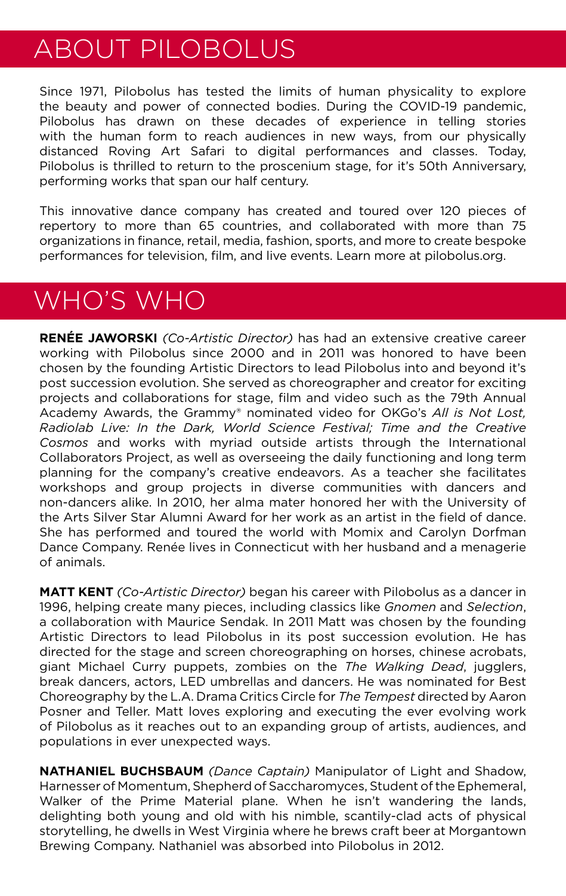# ABOUT PILOBOLUS

Since 1971, Pilobolus has tested the limits of human physicality to explore the beauty and power of connected bodies. During the COVID-19 pandemic, Pilobolus has drawn on these decades of experience in telling stories with the human form to reach audiences in new ways, from our physically distanced Roving Art Safari to digital performances and classes. Today, Pilobolus is thrilled to return to the proscenium stage, for it's 50th Anniversary, performing works that span our half century.

This innovative dance company has created and toured over 120 pieces of repertory to more than 65 countries, and collaborated with more than 75 organizations in finance, retail, media, fashion, sports, and more to create bespoke performances for television, film, and live events. Learn more at pilobolus.org.

# WHO'S WHO

**RENÉE JAWORSKI** *(Co-Artistic Director)* has had an extensive creative career working with Pilobolus since 2000 and in 2011 was honored to have been chosen by the founding Artistic Directors to lead Pilobolus into and beyond it's post succession evolution. She served as choreographer and creator for exciting projects and collaborations for stage, film and video such as the 79th Annual Academy Awards, the Grammy® nominated video for OKGo's *All is Not Lost, Radiolab Live: In the Dark, World Science Festival; Time and the Creative Cosmos* and works with myriad outside artists through the International Collaborators Project, as well as overseeing the daily functioning and long term planning for the company's creative endeavors. As a teacher she facilitates workshops and group projects in diverse communities with dancers and non-dancers alike. In 2010, her alma mater honored her with the University of the Arts Silver Star Alumni Award for her work as an artist in the field of dance. She has performed and toured the world with Momix and Carolyn Dorfman Dance Company. Renée lives in Connecticut with her husband and a menagerie of animals.

**MATT KENT** *(Co-Artistic Director)* began his career with Pilobolus as a dancer in 1996, helping create many pieces, including classics like *Gnomen* and *Selection*, a collaboration with Maurice Sendak. In 2011 Matt was chosen by the founding Artistic Directors to lead Pilobolus in its post succession evolution. He has directed for the stage and screen choreographing on horses, chinese acrobats, giant Michael Curry puppets, zombies on the *The Walking Dead*, jugglers, break dancers, actors, LED umbrellas and dancers. He was nominated for Best Choreography by the L.A. Drama Critics Circle for *The Tempest* directed by Aaron Posner and Teller. Matt loves exploring and executing the ever evolving work of Pilobolus as it reaches out to an expanding group of artists, audiences, and populations in ever unexpected ways.

**NATHANIEL BUCHSBAUM** *(Dance Captain)* Manipulator of Light and Shadow, Harnesser of Momentum, Shepherd of Saccharomyces, Student of the Ephemeral, Walker of the Prime Material plane. When he isn't wandering the lands, delighting both young and old with his nimble, scantily-clad acts of physical storytelling, he dwells in West Virginia where he brews craft beer at Morgantown Brewing Company. Nathaniel was absorbed into Pilobolus in 2012.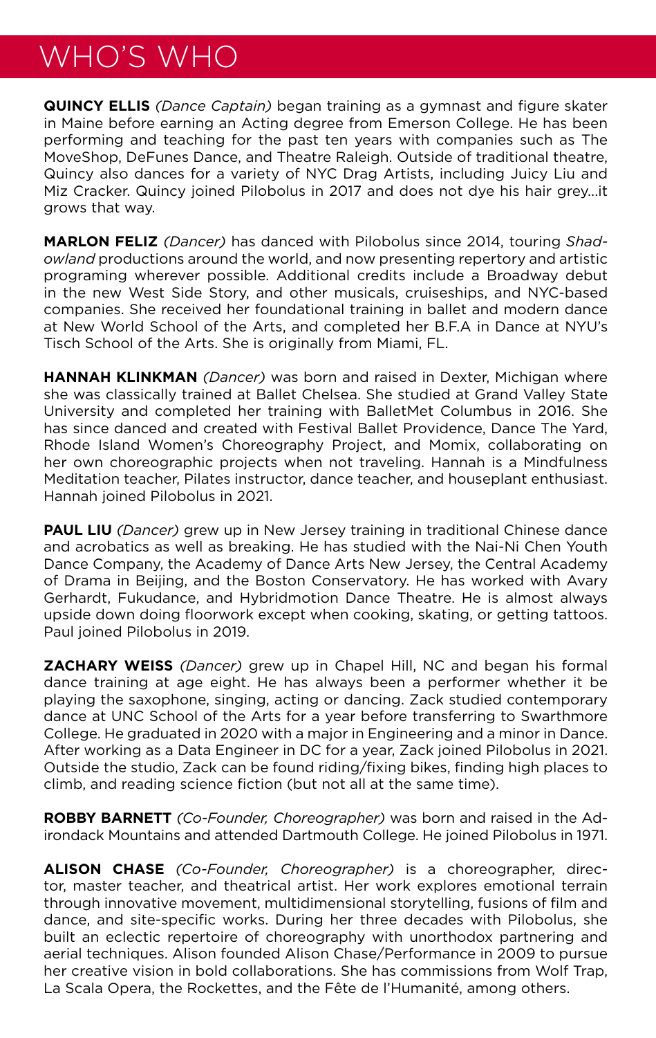# WHO'S WHO

**QUINCY ELLIS** *(Dance Captain)* began training as a gymnast and figure skater in Maine before earning an Acting degree from Emerson College. He has been performing and teaching for the past ten years with companies such as The MoveShop, DeFunes Dance, and Theatre Raleigh. Outside of traditional theatre, Quincy also dances for a variety of NYC Drag Artists, including Juicy Liu and Miz Cracker. Quincy joined Pilobolus in 2017 and does not dye his hair grey...it grows that way.

**MARLON FELIZ** *(Dancer)* has danced with Pilobolus since 2014, touring *Shadowland* productions around the world, and now presenting repertory and artistic programing wherever possible. Additional credits include a Broadway debut in the new West Side Story, and other musicals, cruiseships, and NYC-based companies. She received her foundational training in ballet and modern dance at New World School of the Arts, and completed her B.F.A in Dance at NYU's Tisch School of the Arts. She is originally from Miami, FL.

**HANNAH KLINKMAN** *(Dancer)* was born and raised in Dexter, Michigan where she was classically trained at Ballet Chelsea. She studied at Grand Valley State University and completed her training with BalletMet Columbus in 2016. She has since danced and created with Festival Ballet Providence, Dance The Yard, Rhode Island Women's Choreography Project, and Momix, collaborating on her own choreographic projects when not traveling. Hannah is a Mindfulness Meditation teacher, Pilates instructor, dance teacher, and houseplant enthusiast. Hannah joined Pilobolus in 2021.

**PAUL LIU** *(Dancer)* grew up in New Jersey training in traditional Chinese dance and acrobatics as well as breaking. He has studied with the Nai-Ni Chen Youth Dance Company, the Academy of Dance Arts New Jersey, the Central Academy of Drama in Beijing, and the Boston Conservatory. He has worked with Avary Gerhardt, Fukudance, and Hybridmotion Dance Theatre. He is almost always upside down doing floorwork except when cooking, skating, or getting tattoos. Paul joined Pilobolus in 2019.

**ZACHARY WEISS** *(Dancer)* grew up in Chapel Hill, NC and began his formal dance training at age eight. He has always been a performer whether it be playing the saxophone, singing, acting or dancing. Zack studied contemporary dance at UNC School of the Arts for a year before transferring to Swarthmore College. He graduated in 2020 with a major in Engineering and a minor in Dance. After working as a Data Engineer in DC for a year, Zack joined Pilobolus in 2021. Outside the studio, Zack can be found riding/fixing bikes, finding high places to climb, and reading science fiction (but not all at the same time).

**ROBBY BARNETT** *(Co-Founder, Choreographer)* was born and raised in the Adirondack Mountains and attended Dartmouth College. He joined Pilobolus in 1971.

**ALISON CHASE** *(Co-Founder, Choreographer)* is a choreographer, director, master teacher, and theatrical artist. Her work explores emotional terrain through innovative movement, multidimensional storytelling, fusions of film and dance, and site-specific works. During her three decades with Pilobolus, she built an eclectic repertoire of choreography with unorthodox partnering and aerial techniques. Alison founded Alison Chase/Performance in 2009 to pursue her creative vision in bold collaborations. She has commissions from Wolf Trap, La Scala Opera, the Rockettes, and the Fête de l'Humanité, among others.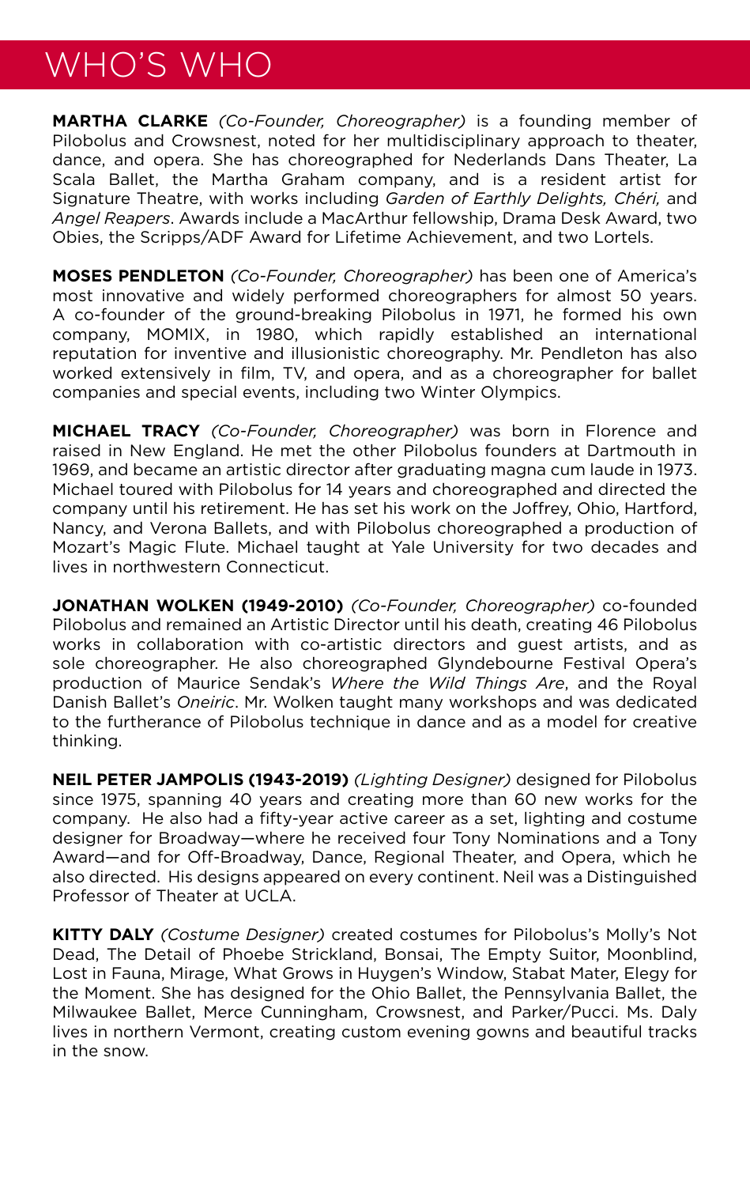# WHO'S WHO

**MARTHA CLARKE** *(Co-Founder, Choreographer)* is a founding member of Pilobolus and Crowsnest, noted for her multidisciplinary approach to theater, dance, and opera. She has choreographed for Nederlands Dans Theater, La Scala Ballet, the Martha Graham company, and is a resident artist for Signature Theatre, with works including *Garden of Earthly Delights, Chéri,* and *Angel Reapers*. Awards include a MacArthur fellowship, Drama Desk Award, two Obies, the Scripps/ADF Award for Lifetime Achievement, and two Lortels.

**MOSES PENDLETON** *(Co-Founder, Choreographer)* has been one of America's most innovative and widely performed choreographers for almost 50 years. A co-founder of the ground-breaking Pilobolus in 1971, he formed his own company, MOMIX, in 1980, which rapidly established an international reputation for inventive and illusionistic choreography. Mr. Pendleton has also worked extensively in film, TV, and opera, and as a choreographer for ballet companies and special events, including two Winter Olympics.

**MICHAEL TRACY** *(Co-Founder, Choreographer)* was born in Florence and raised in New England. He met the other Pilobolus founders at Dartmouth in 1969, and became an artistic director after graduating magna cum laude in 1973. Michael toured with Pilobolus for 14 years and choreographed and directed the company until his retirement. He has set his work on the Joffrey, Ohio, Hartford, Nancy, and Verona Ballets, and with Pilobolus choreographed a production of Mozart's Magic Flute. Michael taught at Yale University for two decades and lives in northwestern Connecticut.

**JONATHAN WOLKEN (1949-2010)** *(Co-Founder, Choreographer)* co-founded Pilobolus and remained an Artistic Director until his death, creating 46 Pilobolus works in collaboration with co-artistic directors and guest artists, and as sole choreographer. He also choreographed Glyndebourne Festival Opera's production of Maurice Sendak's *Where the Wild Things Are*, and the Royal Danish Ballet's *Oneiric*. Mr. Wolken taught many workshops and was dedicated to the furtherance of Pilobolus technique in dance and as a model for creative thinking.

**NEIL PETER JAMPOLIS (1943-2019)** *(Lighting Designer)* designed for Pilobolus since 1975, spanning 40 years and creating more than 60 new works for the company. He also had a fifty-year active career as a set, lighting and costume designer for Broadway—where he received four Tony Nominations and a Tony Award—and for Off-Broadway, Dance, Regional Theater, and Opera, which he also directed. His designs appeared on every continent. Neil was a Distinguished Professor of Theater at UCLA.

**KITTY DALY** *(Costume Designer)* created costumes for Pilobolus's Molly's Not Dead, The Detail of Phoebe Strickland, Bonsai, The Empty Suitor, Moonblind, Lost in Fauna, Mirage, What Grows in Huygen's Window, Stabat Mater, Elegy for the Moment. She has designed for the Ohio Ballet, the Pennsylvania Ballet, the Milwaukee Ballet, Merce Cunningham, Crowsnest, and Parker/Pucci. Ms. Daly lives in northern Vermont, creating custom evening gowns and beautiful tracks in the snow.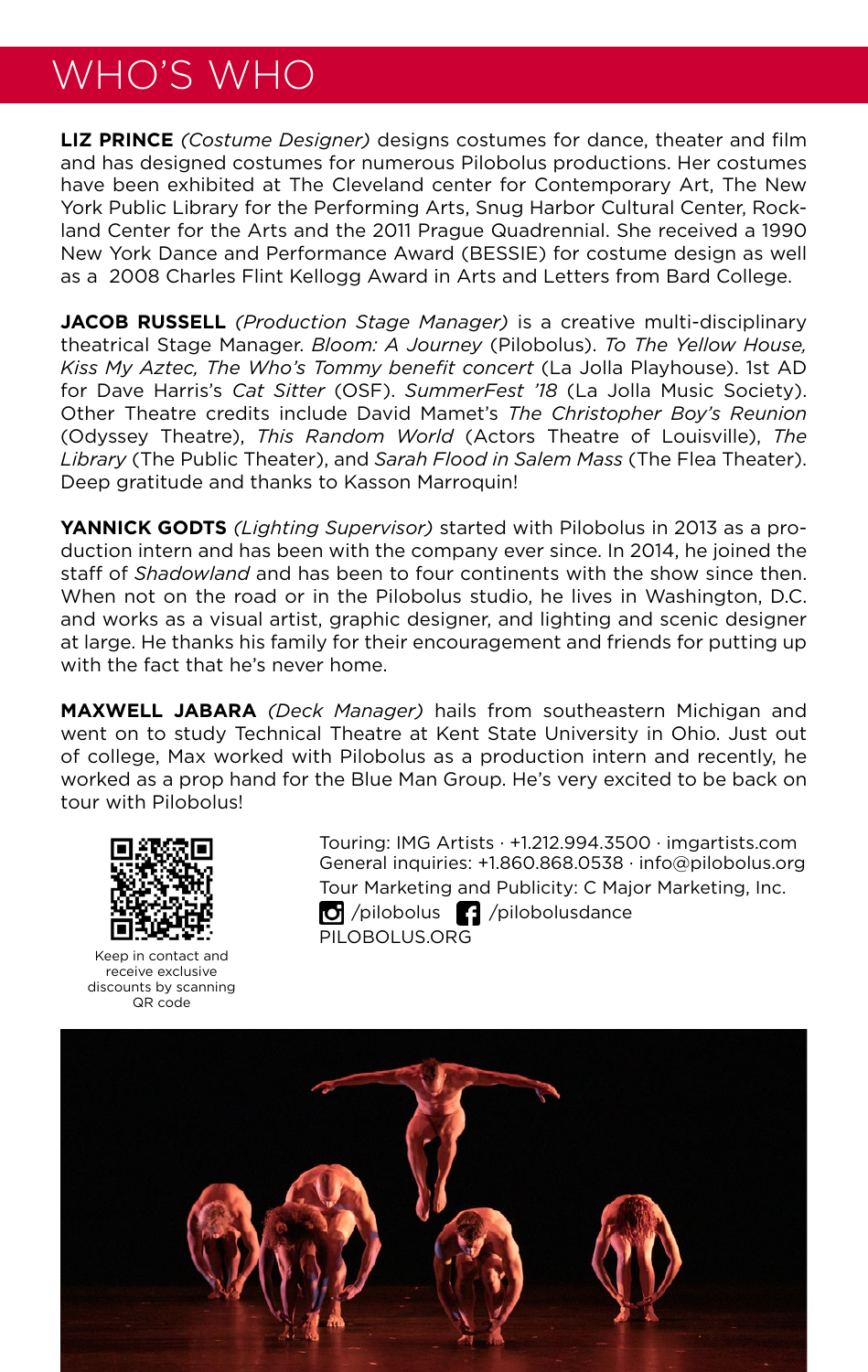# WHO'S WHO

**LIZ PRINCE** *(Costume Designer)* designs costumes for dance, theater and film and has designed costumes for numerous Pilobolus productions. Her costumes have been exhibited at The Cleveland center for Contemporary Art, The New York Public Library for the Performing Arts, Snug Harbor Cultural Center, Rockland Center for the Arts and the 2011 Prague Quadrennial. She received a 1990 New York Dance and Performance Award (BESSIE) for costume design as well as a 2008 Charles Flint Kellogg Award in Arts and Letters from Bard College.

**JACOB RUSSELL** *(Production Stage Manager)* is a creative multi-disciplinary theatrical Stage Manager. *Bloom: A Journey* (Pilobolus). *To The Yellow House, Kiss My Aztec, The Who's Tommy benefit concert* (La Jolla Playhouse). 1st AD for Dave Harris's *Cat Sitter* (OSF). *SummerFest '18* (La Jolla Music Society). Other Theatre credits include David Mamet's *The Christopher Boy's Reunion* (Odyssey Theatre), *This Random World* (Actors Theatre of Louisville), *The Library* (The Public Theater), and *Sarah Flood in Salem Mass* (The Flea Theater). Deep gratitude and thanks to Kasson Marroquin!

**YANNICK GODTS** *(Lighting Supervisor)* started with Pilobolus in 2013 as a production intern and has been with the company ever since. In 2014, he joined the staff of *Shadowland* and has been to four continents with the show since then. When not on the road or in the Pilobolus studio, he lives in Washington, D.C. and works as a visual artist, graphic designer, and lighting and scenic designer at large. He thanks his family for their encouragement and friends for putting up with the fact that he's never home.

**MAXWELL JABARA** *(Deck Manager)* hails from southeastern Michigan and went on to study Technical Theatre at Kent State University in Ohio. Just out of college, Max worked with Pilobolus as a production intern and recently, he worked as a prop hand for the Blue Man Group. He's very excited to be back on tour with Pilobolus!

Keep in contact and receive exclusive discounts by scanning QR code

Touring: IMG Artists · +1.212.994.3500 · imgartists.com
General inquiries: +1.860.868.0538 · info@pilobolus.org
Tour Marketing and Publicity: C Major Marketing, Inc.
/pilobolus /pilobolusdance
PILOBOLUS.ORG